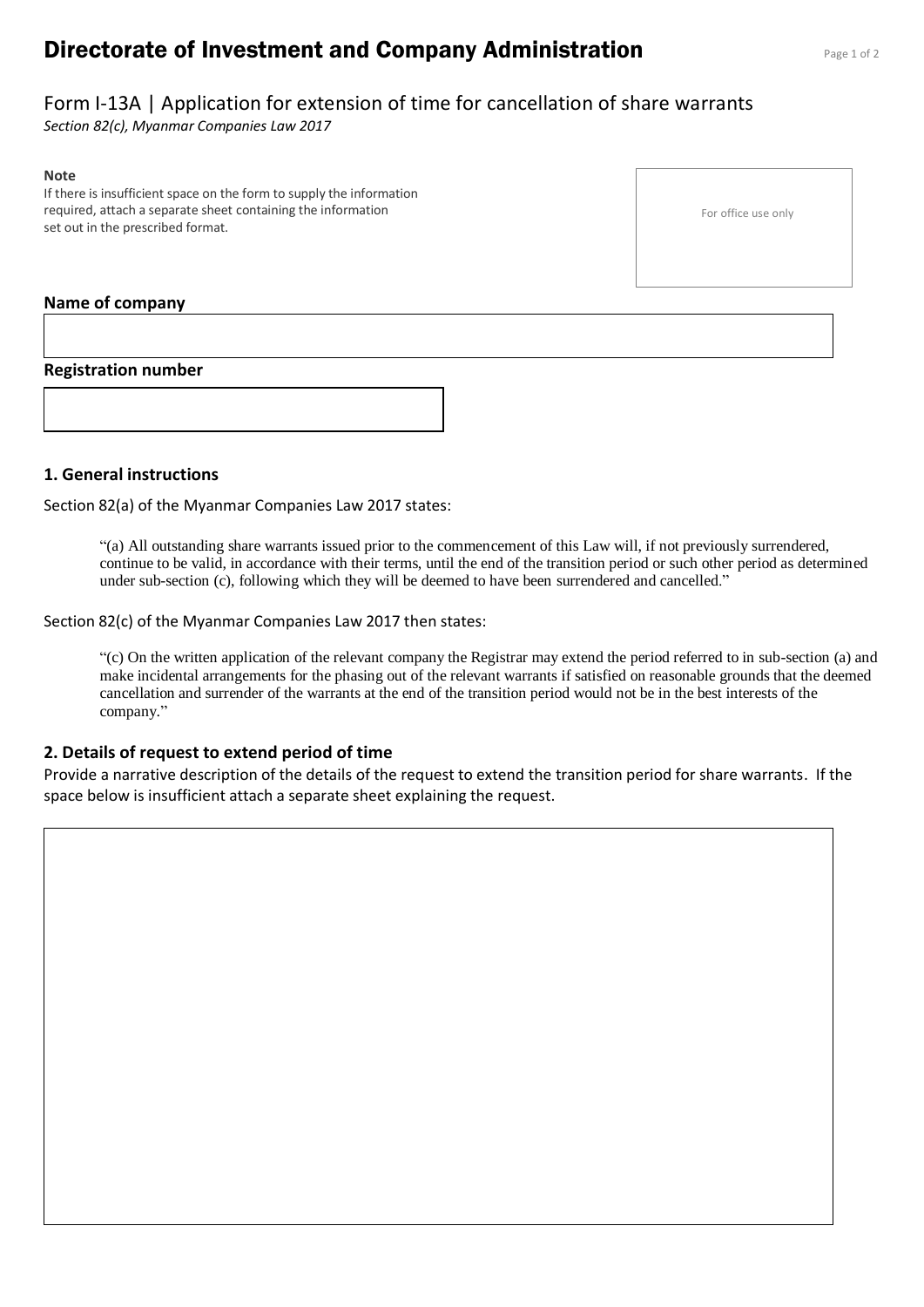# Directorate of Investment and Company Administration

## Form I-13A | Application for extension of time for cancellation of share warrants

*Section 82(c), Myanmar Companies Law 2017*

**Note**

If there is insufficient space on the form to supply the information required, attach a separate sheet containing the information set out in the prescribed format.

For office use only

**Name of company**

**Registration number**

### 1. General instructions

Section 82(a) of the Myanmar Companies Law 2017 states:

> "(a) All outstanding share warrants issued prior to the commencement of this Law will, if not previously surrendered, continue to be valid, in accordance with their terms, until the end of the transition period or such other period as determined under sub-section (c), following which they will be deemed to have been surrendered and cancelled."

Section 82(c) of the Myanmar Companies Law 2017 then states:

> "(c) On the written application of the relevant company the Registrar may extend the period referred to in sub-section (a) and make incidental arrangements for the phasing out of the relevant warrants if satisfied on reasonable grounds that the deemed cancellation and surrender of the warrants at the end of the transition period would not be in the best interests of the company."

### 2. Details of request to extend period of time

Provide a narrative description of the details of the request to extend the transition period for share warrants. If the space below is insufficient attach a separate sheet explaining the request.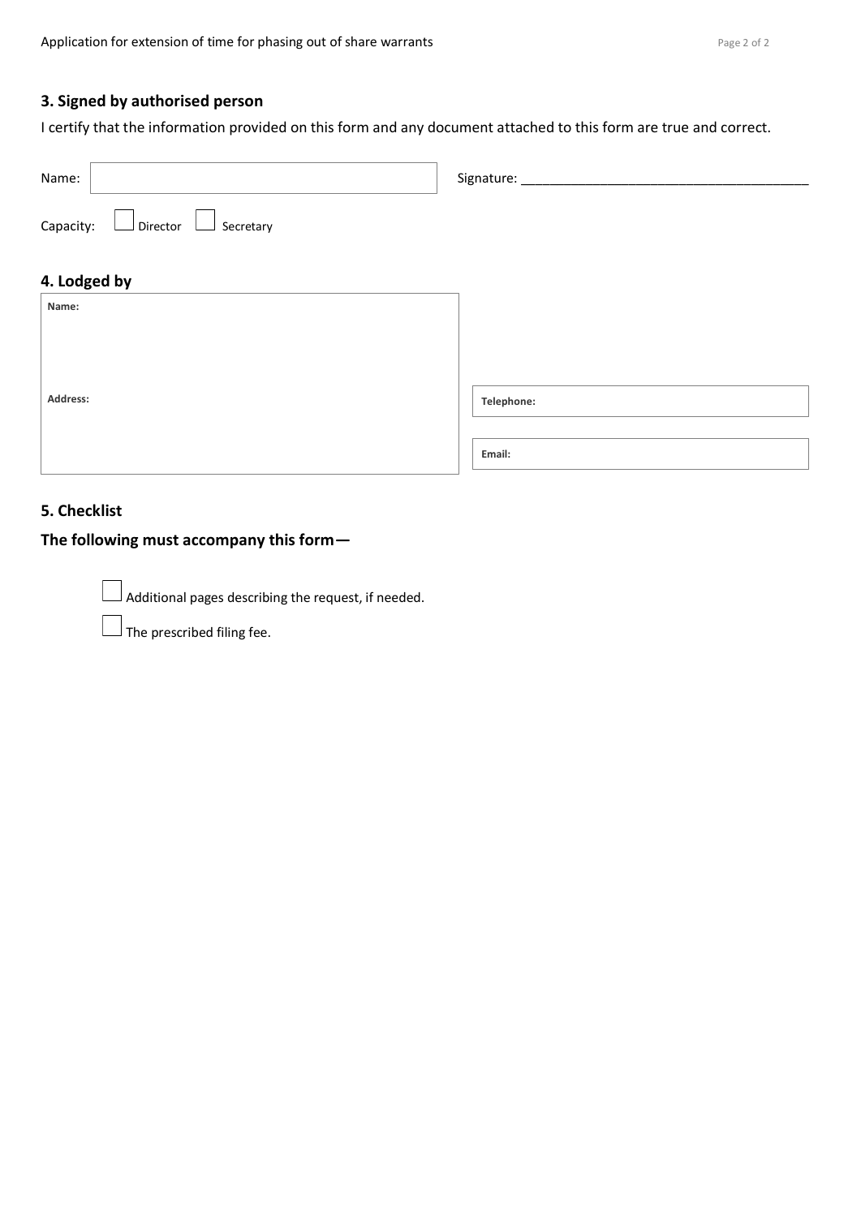## 3. Signed by authorised person

I certify that the information provided on this form and any document attached to this form are true and correct.

Name: 

Signature: \_\_\_\_\_\_\_\_\_\_\_\_\_\_\_\_\_\_\_\_\_\_\_\_\_\_\_\_\_\_\_\_\_\_\_\_\_\_\_\_

Capacity: ☐ Director ☐ Secretary

## 4. Lodged by

**Name:**

**Address:**

**Telephone:**

**Email:**

## 5. Checklist

### The following must accompany this form—

☐ Additional pages describing the request, if needed.

☐ The prescribed filing fee.